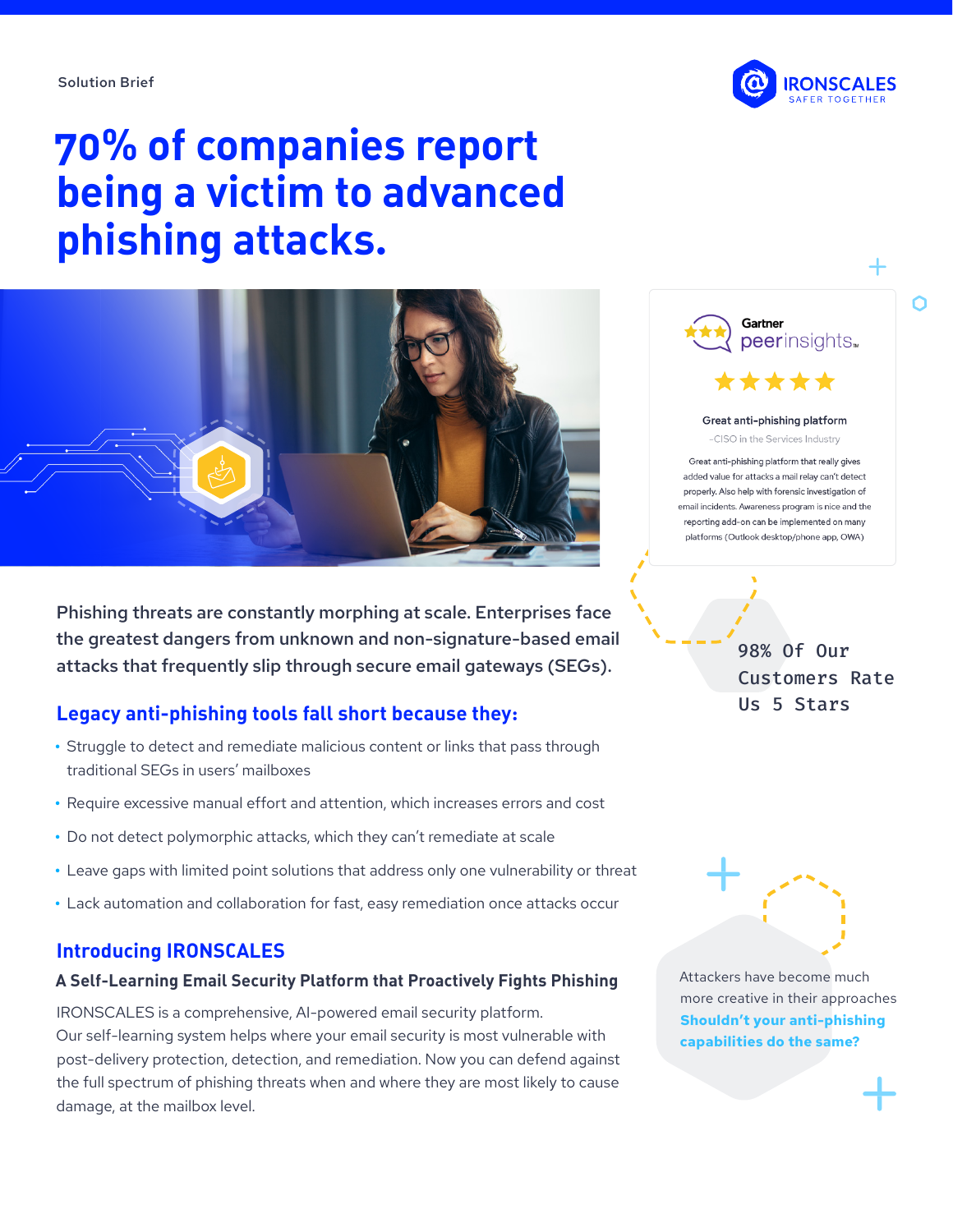Solution Brief

IRONSCALES
SAFER TOGETHER

# 70% of companies report being a victim to advanced phishing attacks.

Gartner peerinsights™

★★★★★

**Great anti-phishing platform**

–CISO in the Services Industry

Great anti-phishing platform that really gives added value for attacks a mail relay can't detect properly. Also help with forensic investigation of email incidents. Awareness program is nice and the reporting add-on can be implemented on many platforms (Outlook desktop/phone app, OWA)

98% Of Our Customers Rate Us 5 Stars

Phishing threats are constantly morphing at scale. Enterprises face the greatest dangers from unknown and non-signature-based email attacks that frequently slip through secure email gateways (SEGs).

## Legacy anti-phishing tools fall short because they:

- Struggle to detect and remediate malicious content or links that pass through traditional SEGs in users' mailboxes
- Require excessive manual effort and attention, which increases errors and cost
- Do not detect polymorphic attacks, which they can't remediate at scale
- Leave gaps with limited point solutions that address only one vulnerability or threat
- Lack automation and collaboration for fast, easy remediation once attacks occur

## Introducing IRONSCALES

### A Self-Learning Email Security Platform that Proactively Fights Phishing

IRONSCALES is a comprehensive, AI-powered email security platform. Our self-learning system helps where your email security is most vulnerable with post-delivery protection, detection, and remediation. Now you can defend against the full spectrum of phishing threats when and where they are most likely to cause damage, at the mailbox level.

Attackers have become much more creative in their approaches **Shouldn't your anti-phishing capabilities do the same?**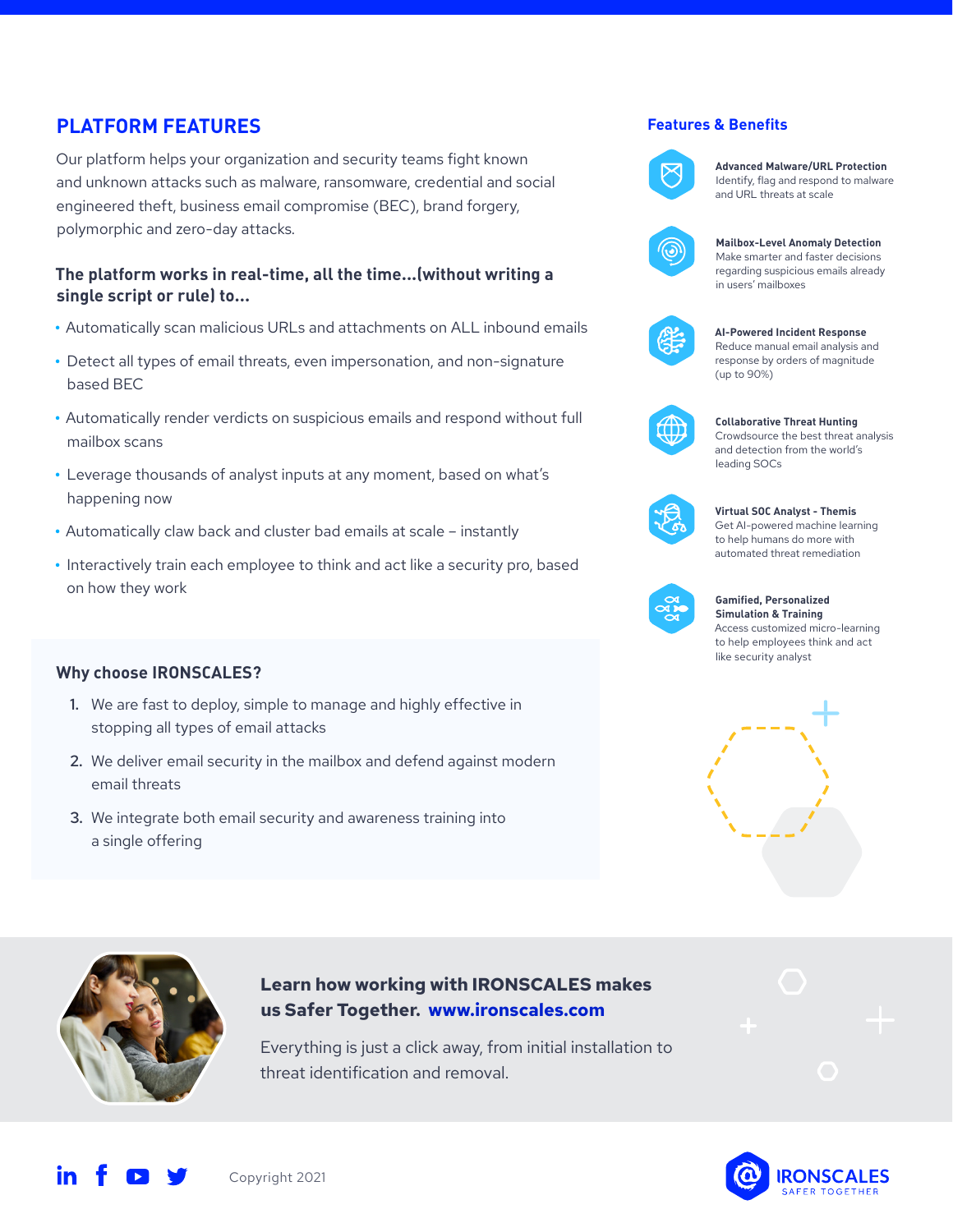## PLATFORM FEATURES

Our platform helps your organization and security teams fight known and unknown attacks such as malware, ransomware, credential and social engineered theft, business email compromise (BEC), brand forgery, polymorphic and zero-day attacks.

### The platform works in real-time, all the time...(without writing a single script or rule) to...

- Automatically scan malicious URLs and attachments on ALL inbound emails
- Detect all types of email threats, even impersonation, and non-signature based BEC
- Automatically render verdicts on suspicious emails and respond without full mailbox scans
- Leverage thousands of analyst inputs at any moment, based on what's happening now
- Automatically claw back and cluster bad emails at scale – instantly
- Interactively train each employee to think and act like a security pro, based on how they work

### Why choose IRONSCALES?

1. We are fast to deploy, simple to manage and highly effective in stopping all types of email attacks
2. We deliver email security in the mailbox and defend against modern email threats
3. We integrate both email security and awareness training into a single offering

### Features & Benefits

**Advanced Malware/URL Protection**
Identify, flag and respond to malware and URL threats at scale

**Mailbox-Level Anomaly Detection**
Make smarter and faster decisions regarding suspicious emails already in users' mailboxes

**AI-Powered Incident Response**
Reduce manual email analysis and response by orders of magnitude (up to 90%)

**Collaborative Threat Hunting**
Crowdsource the best threat analysis and detection from the world's leading SOCs

**Virtual SOC Analyst - Themis**
Get AI-powered machine learning to help humans do more with automated threat remediation

**Gamified, Personalized Simulation & Training**
Access customized micro-learning to help employees think and act like security analyst

**Learn how working with IRONSCALES makes us Safer Together. www.ironscales.com**

Everything is just a click away, from initial installation to threat identification and removal.

Copyright 2021

IRONSCALES
SAFER TOGETHER